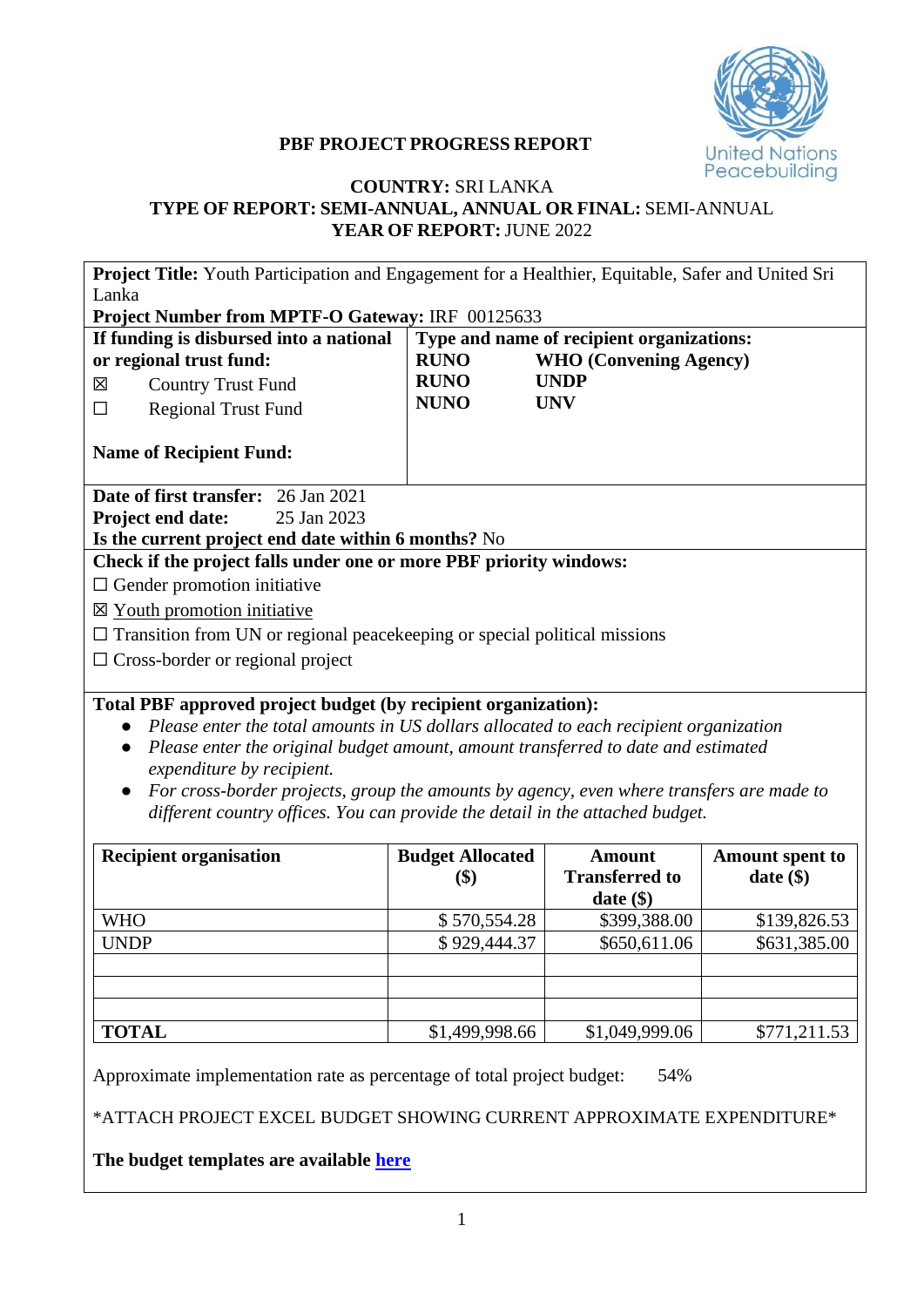**PBF PROJECT PROGRESS REPORT**

**COUNTRY:** SRI LANKA
**TYPE OF REPORT: SEMI-ANNUAL, ANNUAL OR FINAL:** SEMI-ANNUAL
**YEAR OF REPORT:** JUNE 2022

**Project Title:** Youth Participation and Engagement for a Healthier, Equitable, Safer and United Sri Lanka
**Project Number from MPTF-O Gateway:** IRF 00125633

**If funding is disbursed into a national or regional trust fund:**
☒ Country Trust Fund
☐ Regional Trust Fund

**Name of Recipient Fund:**

**Type and name of recipient organizations:**
**RUNO** **WHO (Convening Agency)**
**RUNO** **UNDP**
**NUNO** **UNV**

**Date of first transfer:** 26 Jan 2021
**Project end date:** 25 Jan 2023
**Is the current project end date within 6 months?** No

**Check if the project falls under one or more PBF priority windows:**
☐ Gender promotion initiative
☒ Youth promotion initiative
☐ Transition from UN or regional peacekeeping or special political missions
☐ Cross-border or regional project

**Total PBF approved project budget (by recipient organization):**

- *Please enter the total amounts in US dollars allocated to each recipient organization*
- *Please enter the original budget amount, amount transferred to date and estimated expenditure by recipient.*
- *For cross-border projects, group the amounts by agency, even where transfers are made to different country offices. You can provide the detail in the attached budget.*

| Recipient organisation | Budget Allocated ($) | Amount Transferred to date ($) | Amount spent to date ($) |
|---|---|---|---|
| WHO | $ 570,554.28 | $399,388.00 | $139,826.53 |
| UNDP | $ 929,444.37 | $650,611.06 | $631,385.00 |
| | | | |
| | | | |
| | | | |
| **TOTAL** | $1,499,998.66 | $1,049,999.06 | $771,211.53 |

Approximate implementation rate as percentage of total project budget: 54%

*ATTACH PROJECT EXCEL BUDGET SHOWING CURRENT APPROXIMATE EXPENDITURE*

**The budget templates are available here**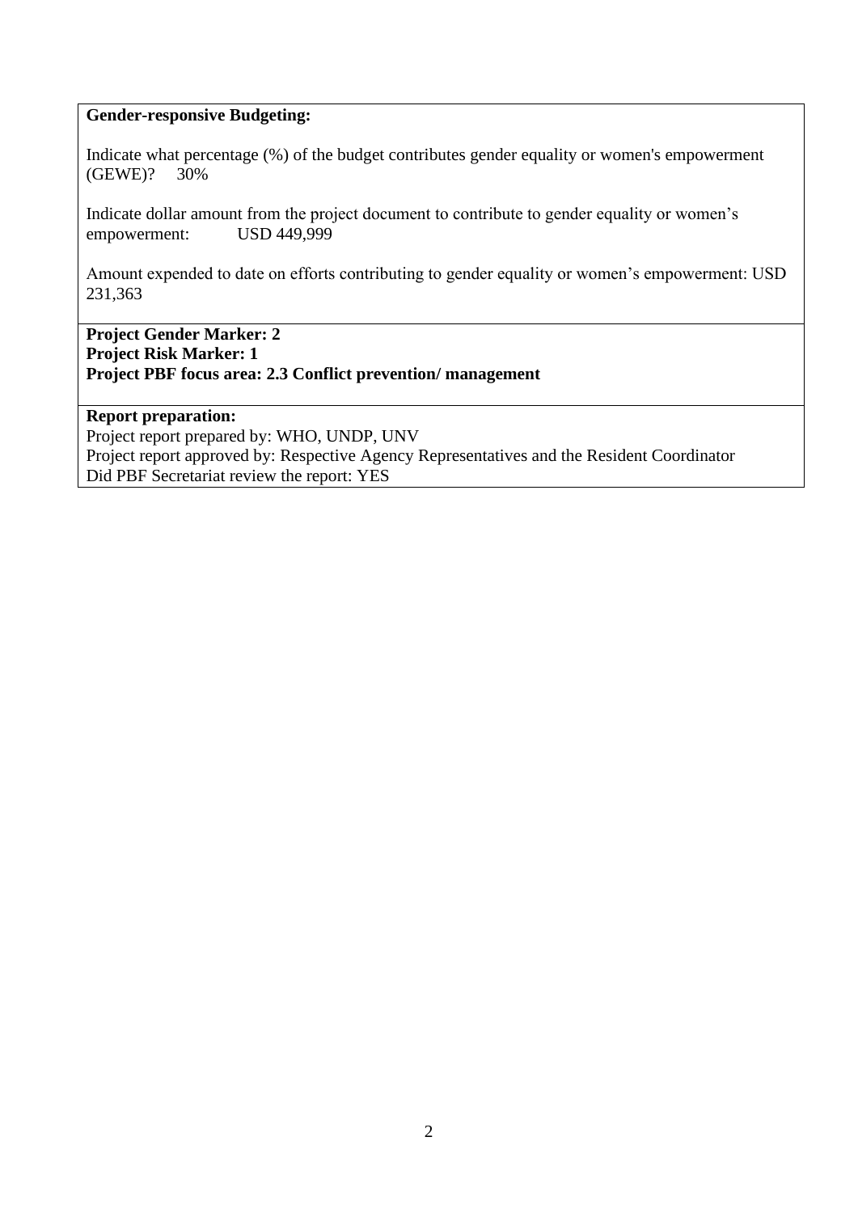**Gender-responsive Budgeting:**

Indicate what percentage (%) of the budget contributes gender equality or women's empowerment (GEWE)? 30%

Indicate dollar amount from the project document to contribute to gender equality or women's empowerment: USD 449,999

Amount expended to date on efforts contributing to gender equality or women's empowerment: USD 231,363

**Project Gender Marker: 2**
**Project Risk Marker: 1**
**Project PBF focus area: 2.3 Conflict prevention/ management**

**Report preparation:**
Project report prepared by: WHO, UNDP, UNV
Project report approved by: Respective Agency Representatives and the Resident Coordinator
Did PBF Secretariat review the report: YES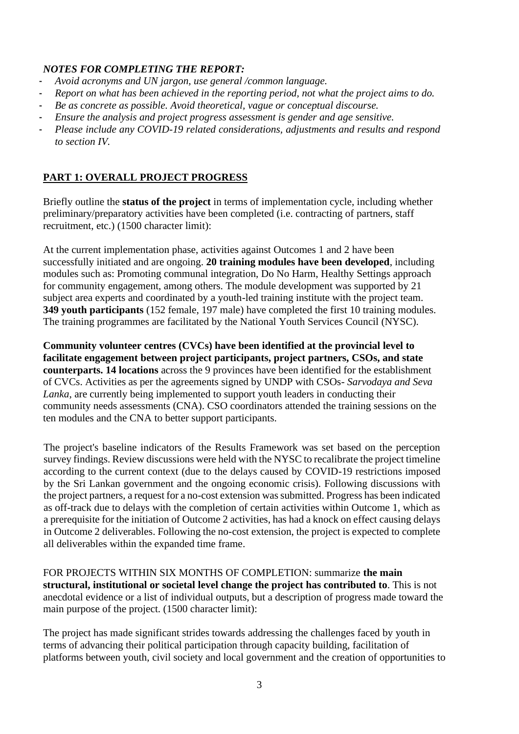***NOTES FOR COMPLETING THE REPORT:***

- *Avoid acronyms and UN jargon, use general /common language.*
- *Report on what has been achieved in the reporting period, not what the project aims to do.*
- *Be as concrete as possible. Avoid theoretical, vague or conceptual discourse.*
- *Ensure the analysis and project progress assessment is gender and age sensitive.*
- *Please include any COVID-19 related considerations, adjustments and results and respond to section IV.*

## PART 1: OVERALL PROJECT PROGRESS

Briefly outline the **status of the project** in terms of implementation cycle, including whether preliminary/preparatory activities have been completed (i.e. contracting of partners, staff recruitment, etc.) (1500 character limit):

At the current implementation phase, activities against Outcomes 1 and 2 have been successfully initiated and are ongoing. **20 training modules have been developed**, including modules such as: Promoting communal integration, Do No Harm, Healthy Settings approach for community engagement, among others. The module development was supported by 21 subject area experts and coordinated by a youth-led training institute with the project team. **349 youth participants** (152 female, 197 male) have completed the first 10 training modules. The training programmes are facilitated by the National Youth Services Council (NYSC).

**Community volunteer centres (CVCs) have been identified at the provincial level to facilitate engagement between project participants, project partners, CSOs, and state counterparts. 14 locations** across the 9 provinces have been identified for the establishment of CVCs. Activities as per the agreements signed by UNDP with CSOs- *Sarvodaya and Seva Lanka*, are currently being implemented to support youth leaders in conducting their community needs assessments (CNA). CSO coordinators attended the training sessions on the ten modules and the CNA to better support participants.

The project's baseline indicators of the Results Framework was set based on the perception survey findings. Review discussions were held with the NYSC to recalibrate the project timeline according to the current context (due to the delays caused by COVID-19 restrictions imposed by the Sri Lankan government and the ongoing economic crisis). Following discussions with the project partners, a request for a no-cost extension was submitted. Progress has been indicated as off-track due to delays with the completion of certain activities within Outcome 1, which as a prerequisite for the initiation of Outcome 2 activities, has had a knock on effect causing delays in Outcome 2 deliverables. Following the no-cost extension, the project is expected to complete all deliverables within the expanded time frame.

FOR PROJECTS WITHIN SIX MONTHS OF COMPLETION: summarize **the main structural, institutional or societal level change the project has contributed to**. This is not anecdotal evidence or a list of individual outputs, but a description of progress made toward the main purpose of the project. (1500 character limit):

The project has made significant strides towards addressing the challenges faced by youth in terms of advancing their political participation through capacity building, facilitation of platforms between youth, civil society and local government and the creation of opportunities to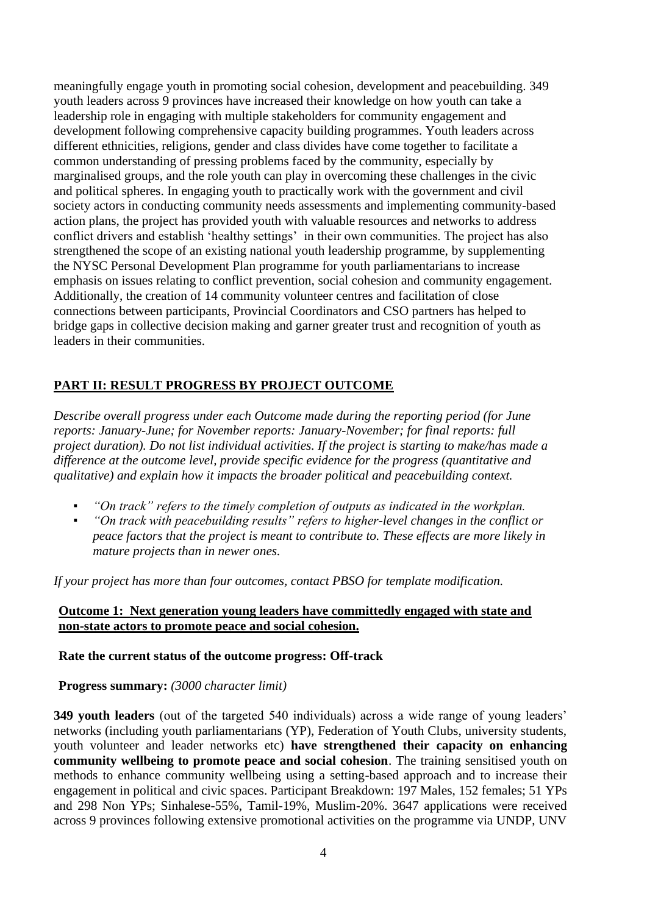meaningfully engage youth in promoting social cohesion, development and peacebuilding. 349 youth leaders across 9 provinces have increased their knowledge on how youth can take a leadership role in engaging with multiple stakeholders for community engagement and development following comprehensive capacity building programmes. Youth leaders across different ethnicities, religions, gender and class divides have come together to facilitate a common understanding of pressing problems faced by the community, especially by marginalised groups, and the role youth can play in overcoming these challenges in the civic and political spheres. In engaging youth to practically work with the government and civil society actors in conducting community needs assessments and implementing community-based action plans, the project has provided youth with valuable resources and networks to address conflict drivers and establish 'healthy settings' in their own communities. The project has also strengthened the scope of an existing national youth leadership programme, by supplementing the NYSC Personal Development Plan programme for youth parliamentarians to increase emphasis on issues relating to conflict prevention, social cohesion and community engagement. Additionally, the creation of 14 community volunteer centres and facilitation of close connections between participants, Provincial Coordinators and CSO partners has helped to bridge gaps in collective decision making and garner greater trust and recognition of youth as leaders in their communities.

## PART II: RESULT PROGRESS BY PROJECT OUTCOME

*Describe overall progress under each Outcome made during the reporting period (for June reports: January-June; for November reports: January-November; for final reports: full project duration). Do not list individual activities. If the project is starting to make/has made a difference at the outcome level, provide specific evidence for the progress (quantitative and qualitative) and explain how it impacts the broader political and peacebuilding context.*

- *"On track" refers to the timely completion of outputs as indicated in the workplan.*
- *"On track with peacebuilding results" refers to higher-level changes in the conflict or peace factors that the project is meant to contribute to. These effects are more likely in mature projects than in newer ones.*

*If your project has more than four outcomes, contact PBSO for template modification.*

**Outcome 1: Next generation young leaders have committedly engaged with state and non-state actors to promote peace and social cohesion.**

**Rate the current status of the outcome progress: Off-track**

**Progress summary:** *(3000 character limit)*

**349 youth leaders** (out of the targeted 540 individuals) across a wide range of young leaders' networks (including youth parliamentarians (YP), Federation of Youth Clubs, university students, youth volunteer and leader networks etc) **have strengthened their capacity on enhancing community wellbeing to promote peace and social cohesion**. The training sensitised youth on methods to enhance community wellbeing using a setting-based approach and to increase their engagement in political and civic spaces. Participant Breakdown: 197 Males, 152 females; 51 YPs and 298 Non YPs; Sinhalese-55%, Tamil-19%, Muslim-20%. 3647 applications were received across 9 provinces following extensive promotional activities on the programme via UNDP, UNV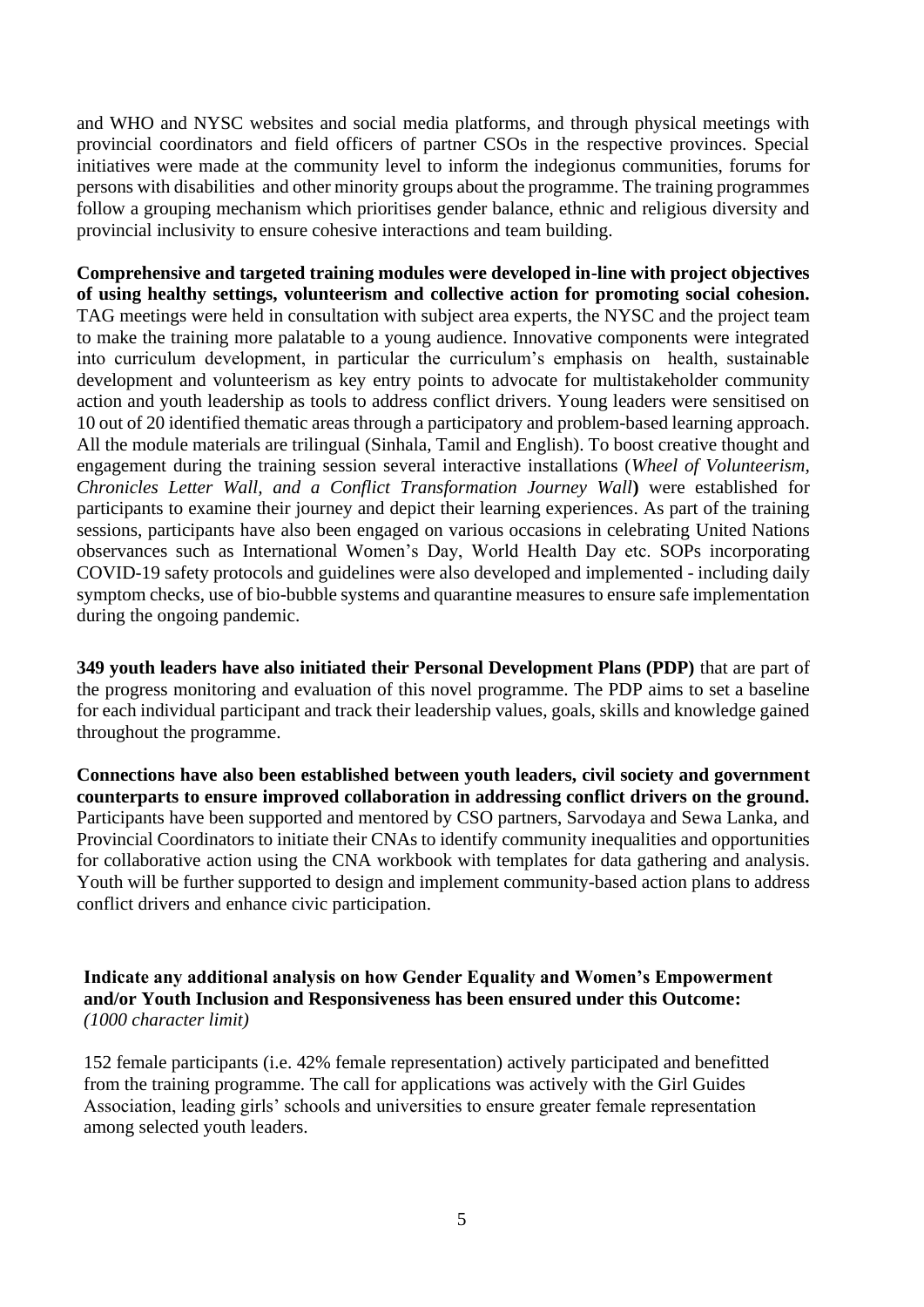and WHO and NYSC websites and social media platforms, and through physical meetings with provincial coordinators and field officers of partner CSOs in the respective provinces. Special initiatives were made at the community level to inform the indegionus communities, forums for persons with disabilities and other minority groups about the programme. The training programmes follow a grouping mechanism which prioritises gender balance, ethnic and religious diversity and provincial inclusivity to ensure cohesive interactions and team building.

**Comprehensive and targeted training modules were developed in-line with project objectives of using healthy settings, volunteerism and collective action for promoting social cohesion.** TAG meetings were held in consultation with subject area experts, the NYSC and the project team to make the training more palatable to a young audience. Innovative components were integrated into curriculum development, in particular the curriculum's emphasis on health, sustainable development and volunteerism as key entry points to advocate for multistakeholder community action and youth leadership as tools to address conflict drivers. Young leaders were sensitised on 10 out of 20 identified thematic areas through a participatory and problem-based learning approach. All the module materials are trilingual (Sinhala, Tamil and English). To boost creative thought and engagement during the training session several interactive installations (*Wheel of Volunteerism, Chronicles Letter Wall, and a Conflict Transformation Journey Wall*) were established for participants to examine their journey and depict their learning experiences. As part of the training sessions, participants have also been engaged on various occasions in celebrating United Nations observances such as International Women's Day, World Health Day etc. SOPs incorporating COVID-19 safety protocols and guidelines were also developed and implemented - including daily symptom checks, use of bio-bubble systems and quarantine measures to ensure safe implementation during the ongoing pandemic.

**349 youth leaders have also initiated their Personal Development Plans (PDP)** that are part of the progress monitoring and evaluation of this novel programme. The PDP aims to set a baseline for each individual participant and track their leadership values, goals, skills and knowledge gained throughout the programme.

**Connections have also been established between youth leaders, civil society and government counterparts to ensure improved collaboration in addressing conflict drivers on the ground.** Participants have been supported and mentored by CSO partners, Sarvodaya and Sewa Lanka, and Provincial Coordinators to initiate their CNAs to identify community inequalities and opportunities for collaborative action using the CNA workbook with templates for data gathering and analysis. Youth will be further supported to design and implement community-based action plans to address conflict drivers and enhance civic participation.

**Indicate any additional analysis on how Gender Equality and Women's Empowerment and/or Youth Inclusion and Responsiveness has been ensured under this Outcome:**
*(1000 character limit)*

152 female participants (i.e. 42% female representation) actively participated and benefitted from the training programme. The call for applications was actively with the Girl Guides Association, leading girls' schools and universities to ensure greater female representation among selected youth leaders.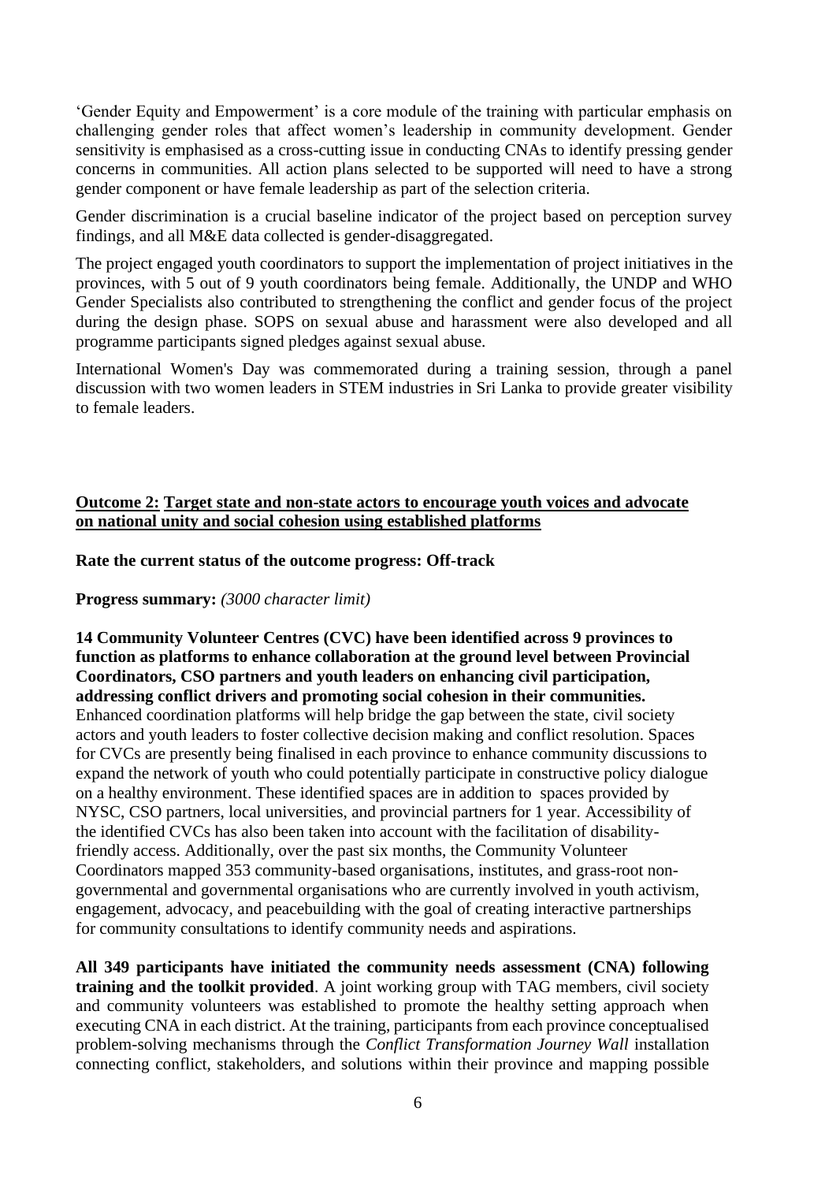'Gender Equity and Empowerment' is a core module of the training with particular emphasis on challenging gender roles that affect women's leadership in community development. Gender sensitivity is emphasised as a cross-cutting issue in conducting CNAs to identify pressing gender concerns in communities. All action plans selected to be supported will need to have a strong gender component or have female leadership as part of the selection criteria.

Gender discrimination is a crucial baseline indicator of the project based on perception survey findings, and all M&E data collected is gender-disaggregated.

The project engaged youth coordinators to support the implementation of project initiatives in the provinces, with 5 out of 9 youth coordinators being female. Additionally, the UNDP and WHO Gender Specialists also contributed to strengthening the conflict and gender focus of the project during the design phase. SOPS on sexual abuse and harassment were also developed and all programme participants signed pledges against sexual abuse.

International Women's Day was commemorated during a training session, through a panel discussion with two women leaders in STEM industries in Sri Lanka to provide greater visibility to female leaders.

**Outcome 2: Target state and non-state actors to encourage youth voices and advocate on national unity and social cohesion using established platforms**

**Rate the current status of the outcome progress: Off-track**

**Progress summary:** *(3000 character limit)*

**14 Community Volunteer Centres (CVC) have been identified across 9 provinces to function as platforms to enhance collaboration at the ground level between Provincial Coordinators, CSO partners and youth leaders on enhancing civil participation, addressing conflict drivers and promoting social cohesion in their communities.** Enhanced coordination platforms will help bridge the gap between the state, civil society actors and youth leaders to foster collective decision making and conflict resolution. Spaces for CVCs are presently being finalised in each province to enhance community discussions to expand the network of youth who could potentially participate in constructive policy dialogue on a healthy environment. These identified spaces are in addition to spaces provided by NYSC, CSO partners, local universities, and provincial partners for 1 year. Accessibility of the identified CVCs has also been taken into account with the facilitation of disability-friendly access. Additionally, over the past six months, the Community Volunteer Coordinators mapped 353 community-based organisations, institutes, and grass-root non-governmental and governmental organisations who are currently involved in youth activism, engagement, advocacy, and peacebuilding with the goal of creating interactive partnerships for community consultations to identify community needs and aspirations.

**All 349 participants have initiated the community needs assessment (CNA) following training and the toolkit provided**. A joint working group with TAG members, civil society and community volunteers was established to promote the healthy setting approach when executing CNA in each district. At the training, participants from each province conceptualised problem-solving mechanisms through the *Conflict Transformation Journey Wall* installation connecting conflict, stakeholders, and solutions within their province and mapping possible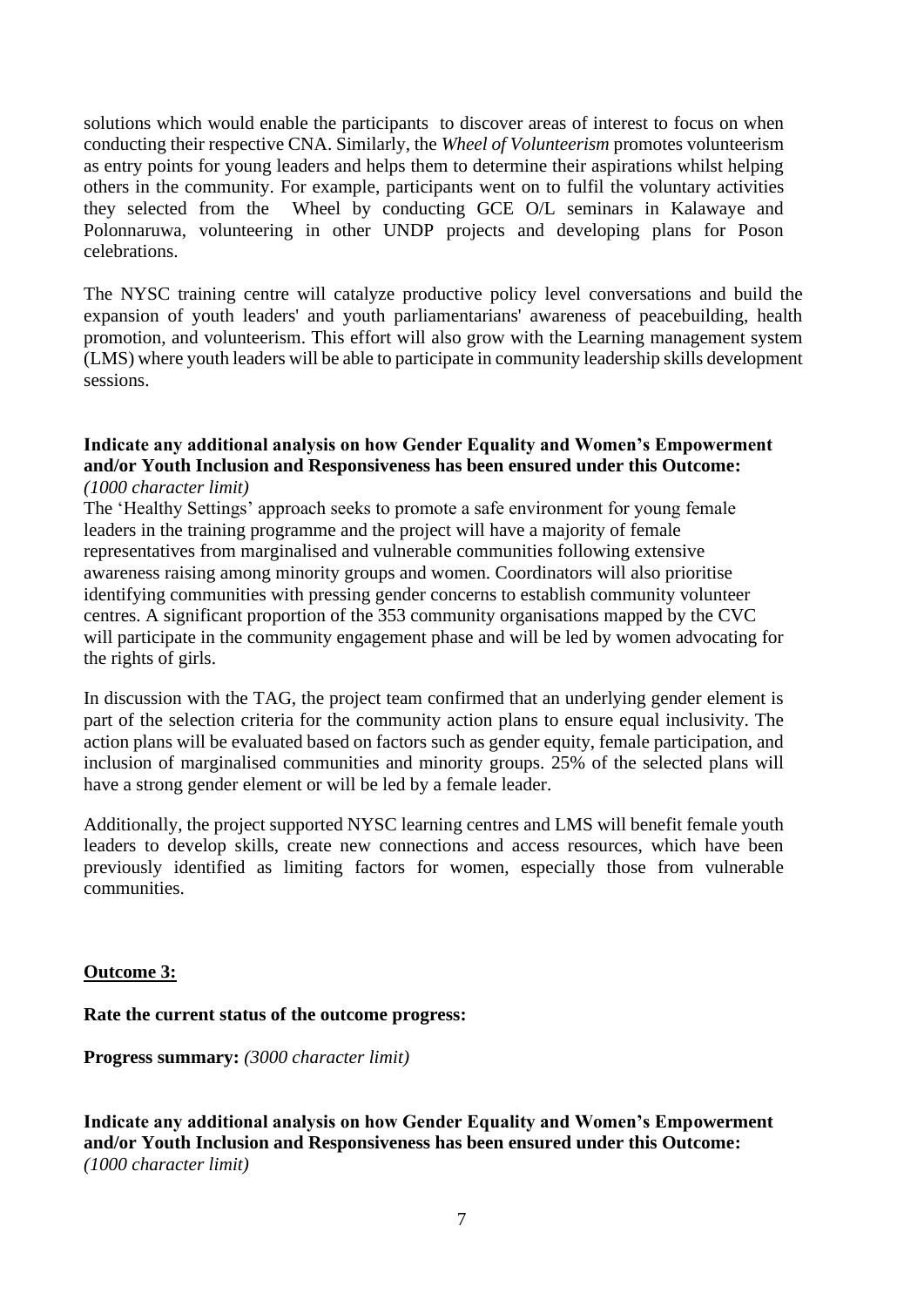solutions which would enable the participants to discover areas of interest to focus on when conducting their respective CNA. Similarly, the *Wheel of Volunteerism* promotes volunteerism as entry points for young leaders and helps them to determine their aspirations whilst helping others in the community. For example, participants went on to fulfil the voluntary activities they selected from the Wheel by conducting GCE O/L seminars in Kalawaye and Polonnaruwa, volunteering in other UNDP projects and developing plans for Poson celebrations.

The NYSC training centre will catalyze productive policy level conversations and build the expansion of youth leaders' and youth parliamentarians' awareness of peacebuilding, health promotion, and volunteerism. This effort will also grow with the Learning management system (LMS) where youth leaders will be able to participate in community leadership skills development sessions.

**Indicate any additional analysis on how Gender Equality and Women's Empowerment and/or Youth Inclusion and Responsiveness has been ensured under this Outcome:** *(1000 character limit)*

The 'Healthy Settings' approach seeks to promote a safe environment for young female leaders in the training programme and the project will have a majority of female representatives from marginalised and vulnerable communities following extensive awareness raising among minority groups and women. Coordinators will also prioritise identifying communities with pressing gender concerns to establish community volunteer centres. A significant proportion of the 353 community organisations mapped by the CVC will participate in the community engagement phase and will be led by women advocating for the rights of girls.

In discussion with the TAG, the project team confirmed that an underlying gender element is part of the selection criteria for the community action plans to ensure equal inclusivity. The action plans will be evaluated based on factors such as gender equity, female participation, and inclusion of marginalised communities and minority groups. 25% of the selected plans will have a strong gender element or will be led by a female leader.

Additionally, the project supported NYSC learning centres and LMS will benefit female youth leaders to develop skills, create new connections and access resources, which have been previously identified as limiting factors for women, especially those from vulnerable communities.

**Outcome 3:**

**Rate the current status of the outcome progress:**

**Progress summary:** *(3000 character limit)*

**Indicate any additional analysis on how Gender Equality and Women's Empowerment and/or Youth Inclusion and Responsiveness has been ensured under this Outcome:** *(1000 character limit)*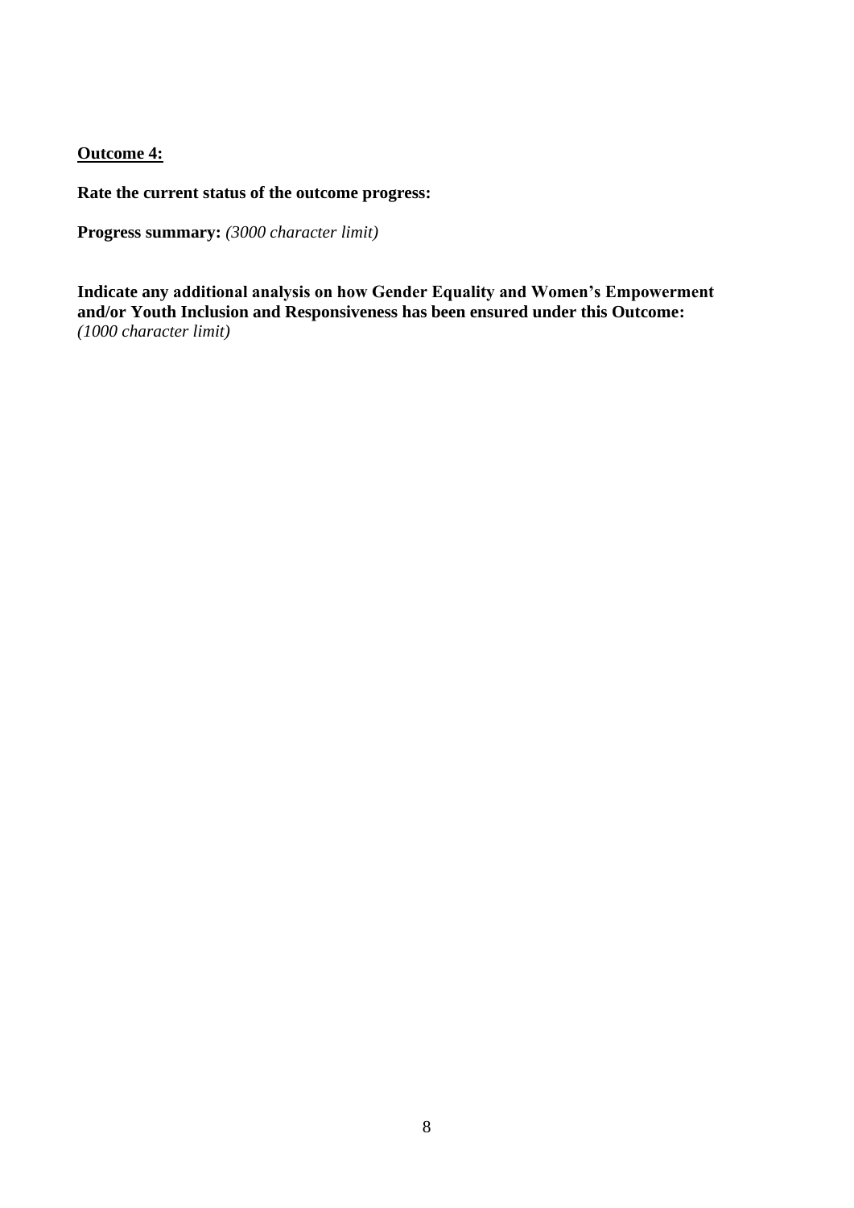**<u>Outcome 4:</u>**

**Rate the current status of the outcome progress:**

**Progress summary:** *(3000 character limit)*

**Indicate any additional analysis on how Gender Equality and Women's Empowerment and/or Youth Inclusion and Responsiveness has been ensured under this Outcome:** *(1000 character limit)*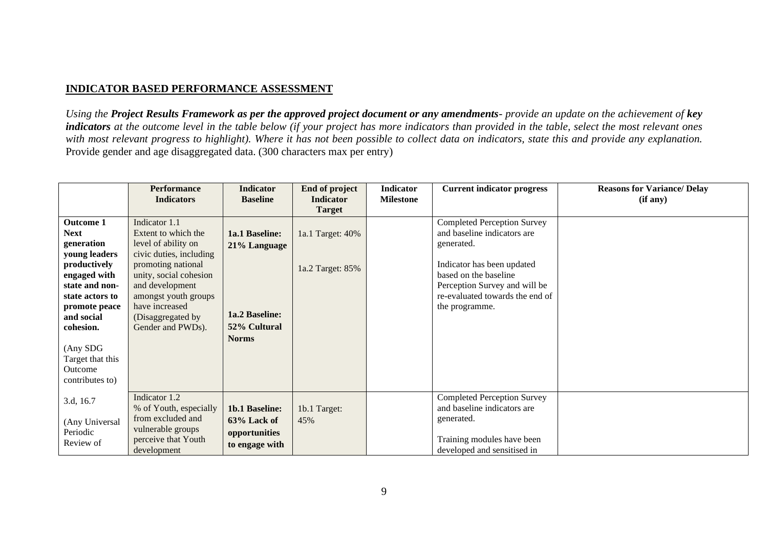**INDICATOR BASED PERFORMANCE ASSESSMENT**

*Using the* ***Project Results Framework as per the approved project document or any amendments****- provide an update on the achievement of* ***key indicators*** *at the outcome level in the table below (if your project has more indicators than provided in the table, select the most relevant ones with most relevant progress to highlight). Where it has not been possible to collect data on indicators, state this and provide any explanation.* Provide gender and age disaggregated data. (300 characters max per entry)

| | Performance Indicators | Indicator Baseline | End of project Indicator Target | Indicator Milestone | Current indicator progress | Reasons for Variance/ Delay (if any) |
|---|---|---|---|---|---|---|
| **Outcome 1 Next generation young leaders productively engaged with state and non-state actors to promote peace and social cohesion.**<br><br>(Any SDG Target that this Outcome contributes to) | Indicator 1.1<br>Extent to which the level of ability on civic duties, including promoting national unity, social cohesion and development amongst youth groups have increased (Disaggregated by Gender and PWDs). | **1a.1 Baseline: 21% Language**<br><br>**1a.2 Baseline: 52% Cultural Norms** | 1a.1 Target: 40%<br><br>1a.2 Target: 85% | | Completed Perception Survey and baseline indicators are generated.<br><br>Indicator has been updated based on the baseline Perception Survey and will be re-evaluated towards the end of the programme. | |
| 3.d, 16.7<br><br>(Any Universal Periodic Review of | Indicator 1.2<br>% of Youth, especially from excluded and vulnerable groups perceive that Youth development | **1b.1 Baseline: 63% Lack of opportunities to engage with** | 1b.1 Target: 45% | | Completed Perception Survey and baseline indicators are generated.<br><br>Training modules have been developed and sensitised in | |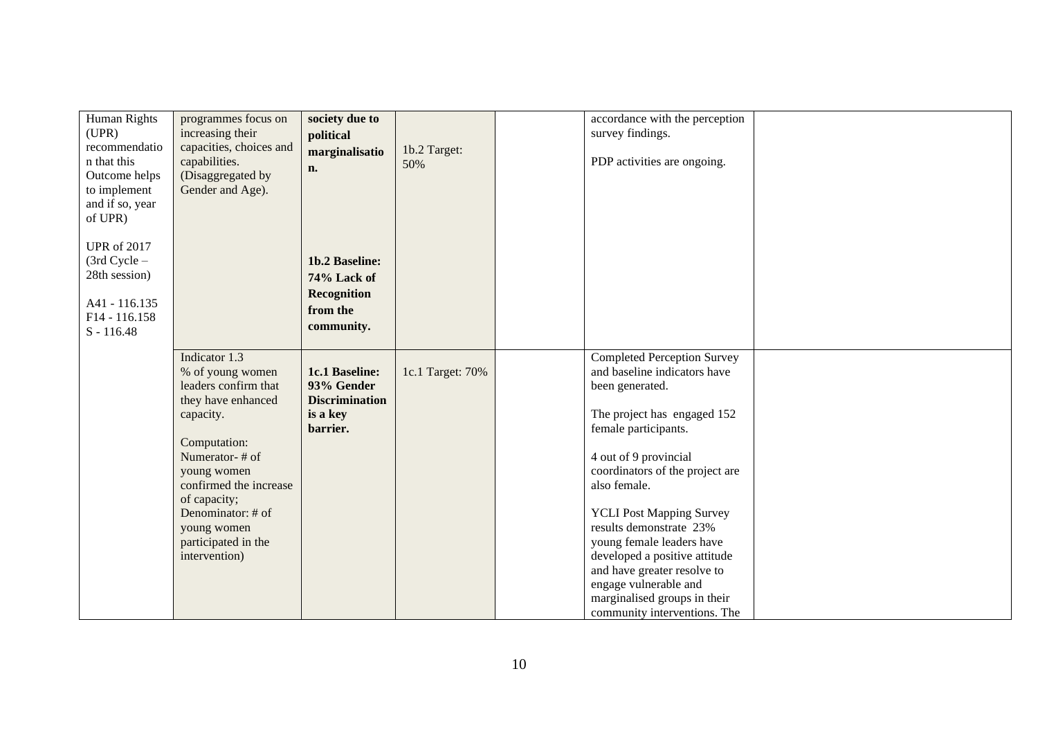| | | | | | | |
|---|---|---|---|---|---|---|
| Human Rights (UPR) recommendation that this Outcome helps to implement and if so, year of UPR)<br><br>UPR of 2017 (3rd Cycle – 28th session)<br><br>A41 - 116.135<br>F14 - 116.158<br>S - 116.48 | programmes focus on increasing their capacities, choices and capabilities. (Disaggregated by Gender and Age). | **society due to political marginalisation.**<br><br>**1b.2 Baseline: 74% Lack of Recognition from the community.** | 1b.2 Target: 50% | | accordance with the perception survey findings.<br><br>PDP activities are ongoing. | |
| | Indicator 1.3<br>% of young women leaders confirm that they have enhanced capacity.<br><br>Computation:<br>Numerator- # of young women confirmed the increase of capacity;<br>Denominator: # of young women participated in the intervention) | **1c.1 Baseline: 93% Gender Discrimination is a key barrier.** | 1c.1 Target: 70% | | Completed Perception Survey and baseline indicators have been generated.<br><br>The project has engaged 152 female participants.<br><br>4 out of 9 provincial coordinators of the project are also female.<br><br>YCLI Post Mapping Survey results demonstrate 23% young female leaders have developed a positive attitude and have greater resolve to engage vulnerable and marginalised groups in their community interventions. The | |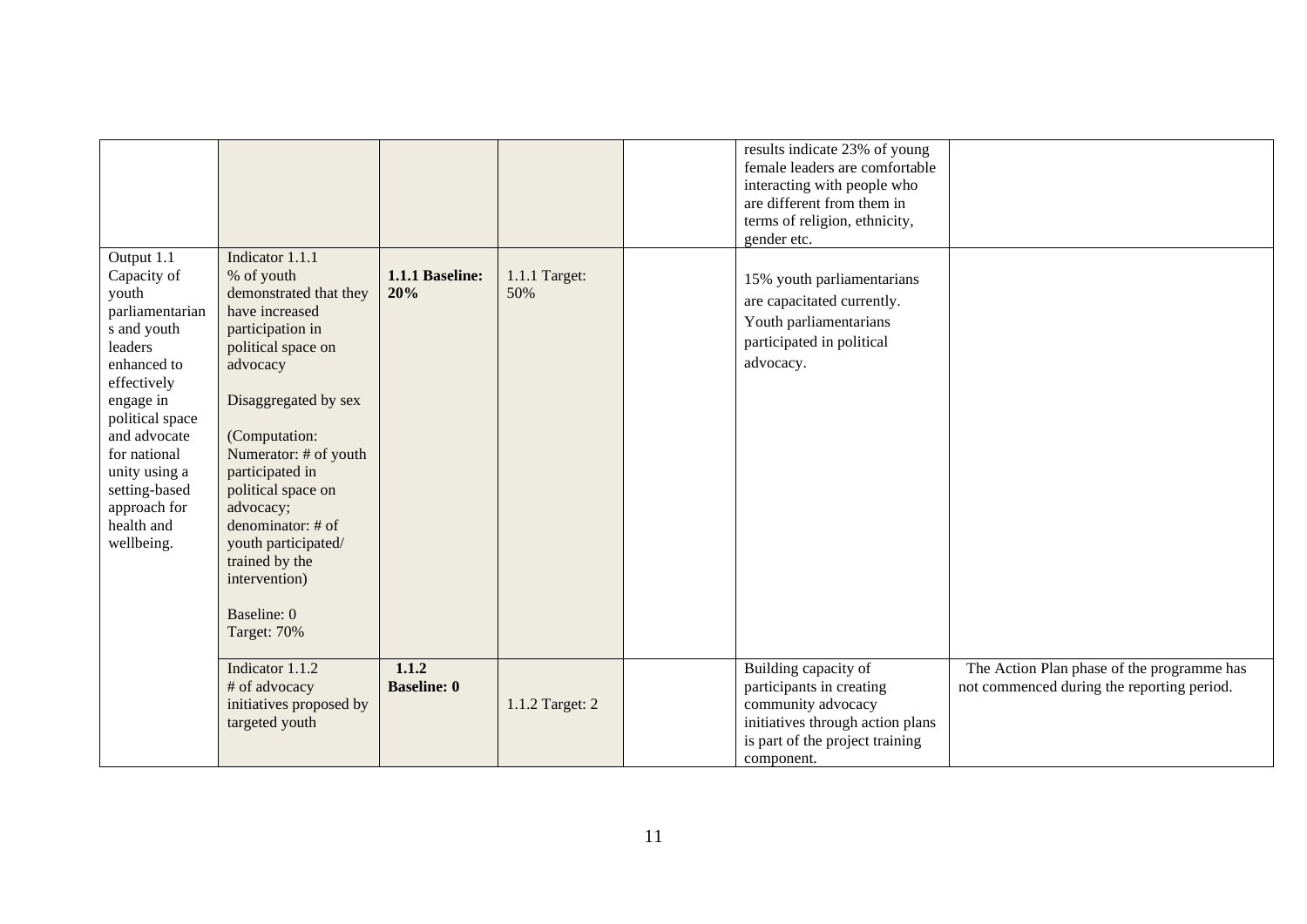| | | | | | | |
|---|---|---|---|---|---|---|
| | | | | | results indicate 23% of young female leaders are comfortable interacting with people who are different from them in terms of religion, ethnicity, gender etc. | |
| Output 1.1 Capacity of youth parliamentarians and youth leaders enhanced to effectively engage in political space and advocate for national unity using a setting-based approach for health and wellbeing. | Indicator 1.1.1 % of youth demonstrated that they have increased participation in political space on advocacy<br><br>Disaggregated by sex<br><br>(Computation: Numerator: # of youth participated in political space on advocacy; denominator: # of youth participated/ trained by the intervention)<br><br>Baseline: 0<br>Target: 70% | **1.1.1 Baseline: 20%** | 1.1.1 Target: 50% | | 15% youth parliamentarians are capacitated currently. Youth parliamentarians participated in political advocacy. | |
| | Indicator 1.1.2 # of advocacy initiatives proposed by targeted youth | **1.1.2 Baseline: 0** | 1.1.2 Target: 2 | | Building capacity of participants in creating community advocacy initiatives through action plans is part of the project training component. | The Action Plan phase of the programme has not commenced during the reporting period. |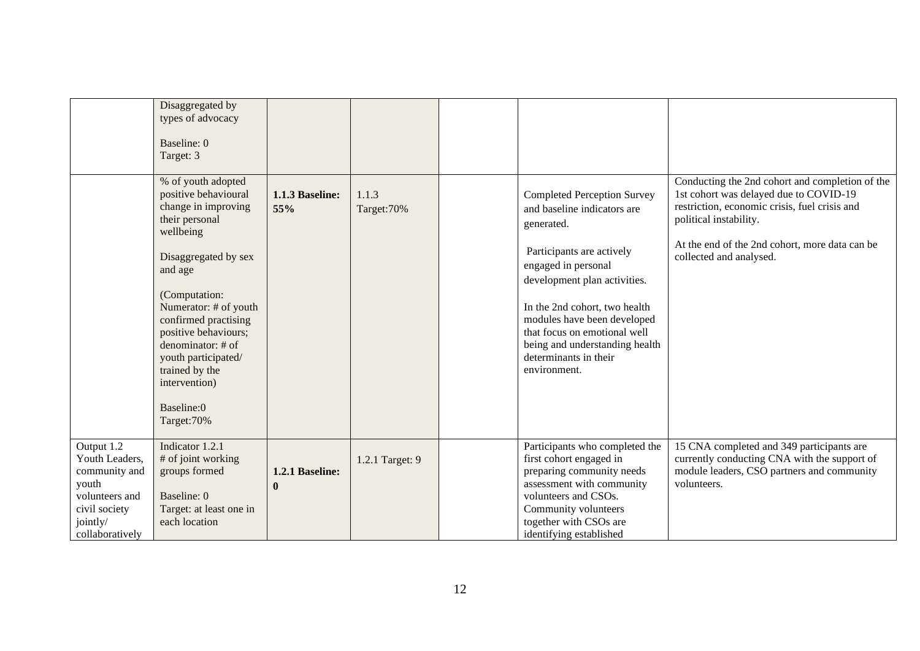| | | | | | | |
|---|---|---|---|---|---|---|
| | Disaggregated by types of advocacy<br><br>Baseline: 0<br>Target: 3 | | | | | |
| | % of youth adopted positive behavioural change in improving their personal wellbeing<br><br>Disaggregated by sex and age<br><br>(Computation: Numerator: # of youth confirmed practising positive behaviours; denominator: # of youth participated/ trained by the intervention)<br><br>Baseline:0<br>Target:70% | **1.1.3 Baseline: 55%** | 1.1.3 Target:70% | | Completed Perception Survey and baseline indicators are generated.<br><br>Participants are actively engaged in personal development plan activities.<br><br>In the 2nd cohort, two health modules have been developed that focus on emotional well being and understanding health determinants in their environment. | Conducting the 2nd cohort and completion of the 1st cohort was delayed due to COVID-19 restriction, economic crisis, fuel crisis and political instability.<br><br>At the end of the 2nd cohort, more data can be collected and analysed. |
| Output 1.2 Youth Leaders, community and youth volunteers and civil society jointly/ collaboratively | Indicator 1.2.1<br># of joint working groups formed<br><br>Baseline: 0<br>Target: at least one in each location | **1.2.1 Baseline: 0** | 1.2.1 Target: 9 | | Participants who completed the first cohort engaged in preparing community needs assessment with community volunteers and CSOs. Community volunteers together with CSOs are identifying established | 15 CNA completed and 349 participants are currently conducting CNA with the support of module leaders, CSO partners and community volunteers. |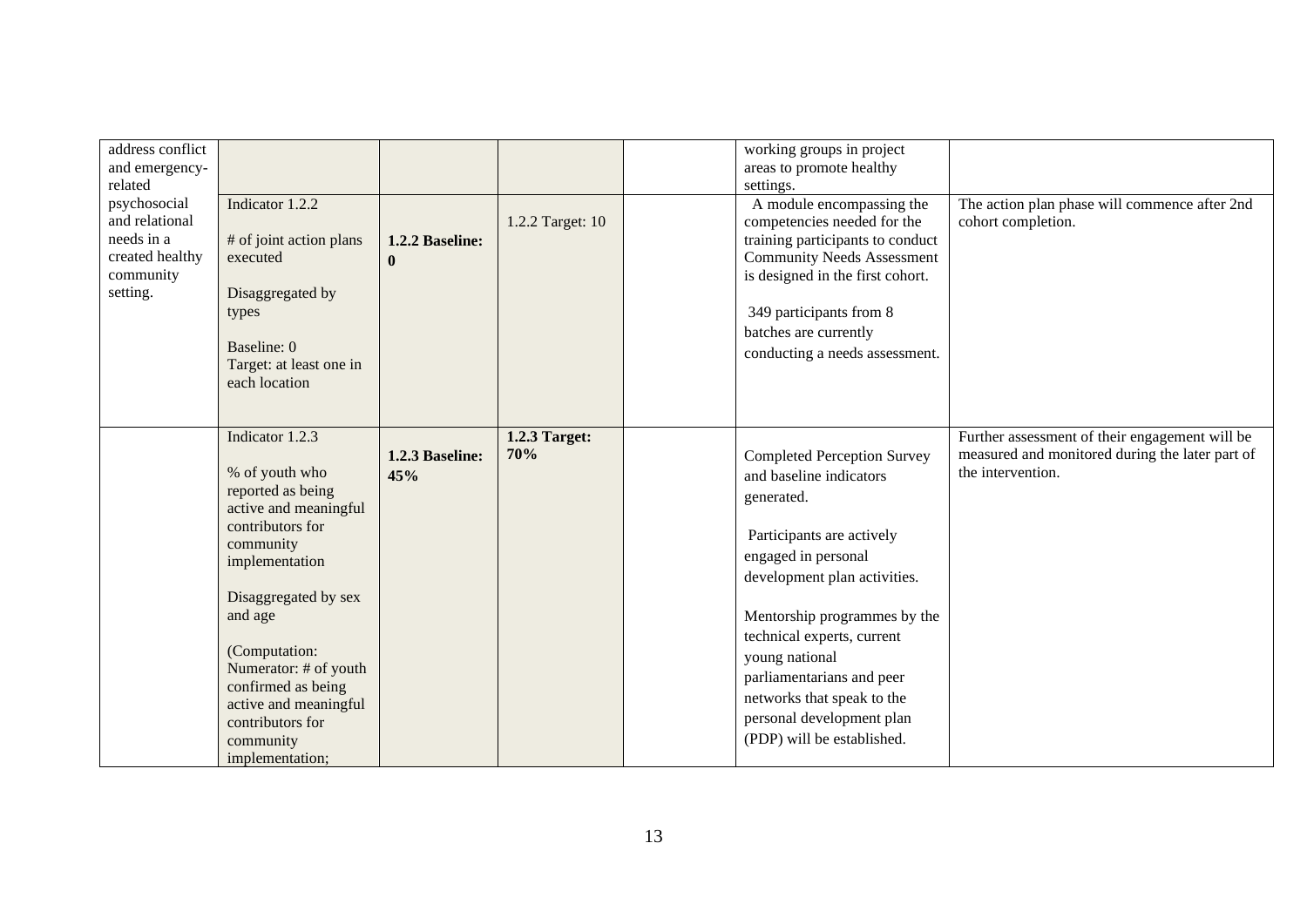| | | | | | | |
|---|---|---|---|---|---|---|
| address conflict and emergency-related psychosocial and relational needs in a created healthy community setting. | | | | | working groups in project areas to promote healthy settings. | |
| | Indicator 1.2.2<br><br># of joint action plans executed<br><br>Disaggregated by types<br><br>Baseline: 0<br>Target: at least one in each location | **1.2.2 Baseline: 0** | 1.2.2 Target: 10 | | A module encompassing the competencies needed for the training participants to conduct Community Needs Assessment is designed in the first cohort.<br><br>349 participants from 8 batches are currently conducting a needs assessment. | The action plan phase will commence after 2nd cohort completion. |
| | Indicator 1.2.3<br><br>% of youth who reported as being active and meaningful contributors for community implementation<br><br>Disaggregated by sex and age<br><br>(Computation: Numerator: # of youth confirmed as being active and meaningful contributors for community implementation; | **1.2.3 Baseline: 45%** | **1.2.3 Target: 70%** | | Completed Perception Survey and baseline indicators generated.<br><br>Participants are actively engaged in personal development plan activities.<br><br>Mentorship programmes by the technical experts, current young national parliamentarians and peer networks that speak to the personal development plan (PDP) will be established. | Further assessment of their engagement will be measured and monitored during the later part of the intervention. |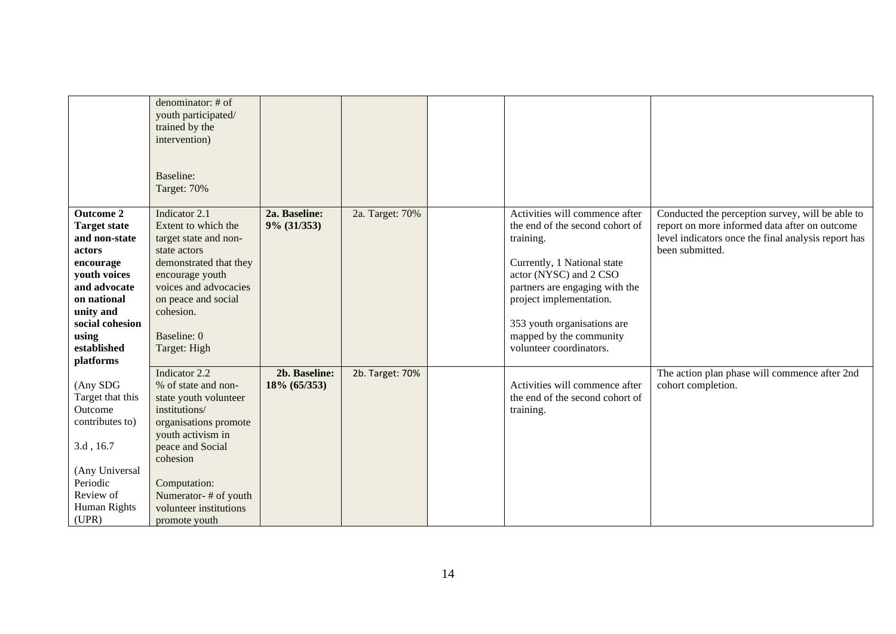| | | | | | | |
|---|---|---|---|---|---|---|
| | denominator: # of youth participated/ trained by the intervention)<br><br>Baseline:<br>Target: 70% | | | | | |
| **Outcome 2 Target state and non-state actors encourage youth voices and advocate on national unity and social cohesion using established platforms**<br><br>(Any SDG Target that this Outcome contributes to)<br><br>3.d , 16.7<br><br>(Any Universal Periodic Review of Human Rights (UPR) | Indicator 2.1<br>Extent to which the target state and non-state actors demonstrated that they encourage youth voices and advocacies on peace and social cohesion.<br><br>Baseline: 0<br>Target: High | **2a. Baseline: 9% (31/353)** | 2a. Target: 70% | | Activities will commence after the end of the second cohort of training.<br><br>Currently, 1 National state actor (NYSC) and 2 CSO partners are engaging with the project implementation.<br><br>353 youth organisations are mapped by the community volunteer coordinators. | Conducted the perception survey, will be able to report on more informed data after on outcome level indicators once the final analysis report has been submitted. |
| | Indicator 2.2<br>% of state and non-state youth volunteer institutions/ organisations promote youth activism in peace and Social cohesion<br><br>Computation:<br>Numerator- # of youth volunteer institutions promote youth | **2b. Baseline: 18% (65/353)** | 2b. Target: 70% | | Activities will commence after the end of the second cohort of training. | The action plan phase will commence after 2nd cohort completion. |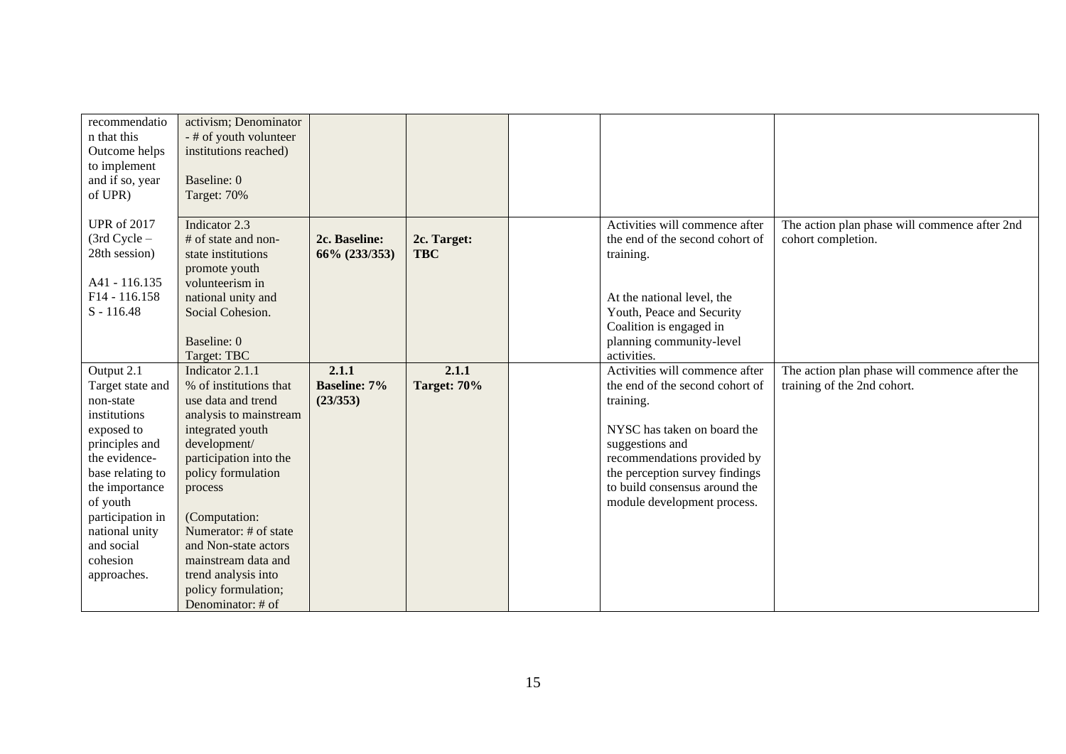| | | | | | | |
|---|---|---|---|---|---|---|
| recommendation that this Outcome helps to implement and if so, year of UPR) | activism; Denominator - # of youth volunteer institutions reached)<br><br>Baseline: 0<br>Target: 70% | | | | | |
| UPR of 2017 (3rd Cycle – 28th session)<br><br>A41 - 116.135<br>F14 - 116.158<br>S - 116.48 | Indicator 2.3<br># of state and non-state institutions promote youth volunteerism in national unity and Social Cohesion.<br><br>Baseline: 0<br>Target: TBC | **2c. Baseline: 66% (233/353)** | **2c. Target: TBC** | | Activities will commence after the end of the second cohort of training.<br><br>At the national level, the Youth, Peace and Security Coalition is engaged in planning community-level activities. | The action plan phase will commence after 2nd cohort completion. |
| Output 2.1<br>Target state and non-state institutions exposed to principles and the evidence-base relating to the importance of youth participation in national unity and social cohesion approaches. | Indicator 2.1.1<br>% of institutions that use data and trend analysis to mainstream integrated youth development/ participation into the policy formulation process<br><br>(Computation: Numerator: # of state and Non-state actors mainstream data and trend analysis into policy formulation; Denominator: # of | **2.1.1 Baseline: 7% (23/353)** | **2.1.1 Target: 70%** | | Activities will commence after the end of the second cohort of training.<br><br>NYSC has taken on board the suggestions and recommendations provided by the perception survey findings to build consensus around the module development process. | The action plan phase will commence after the training of the 2nd cohort. |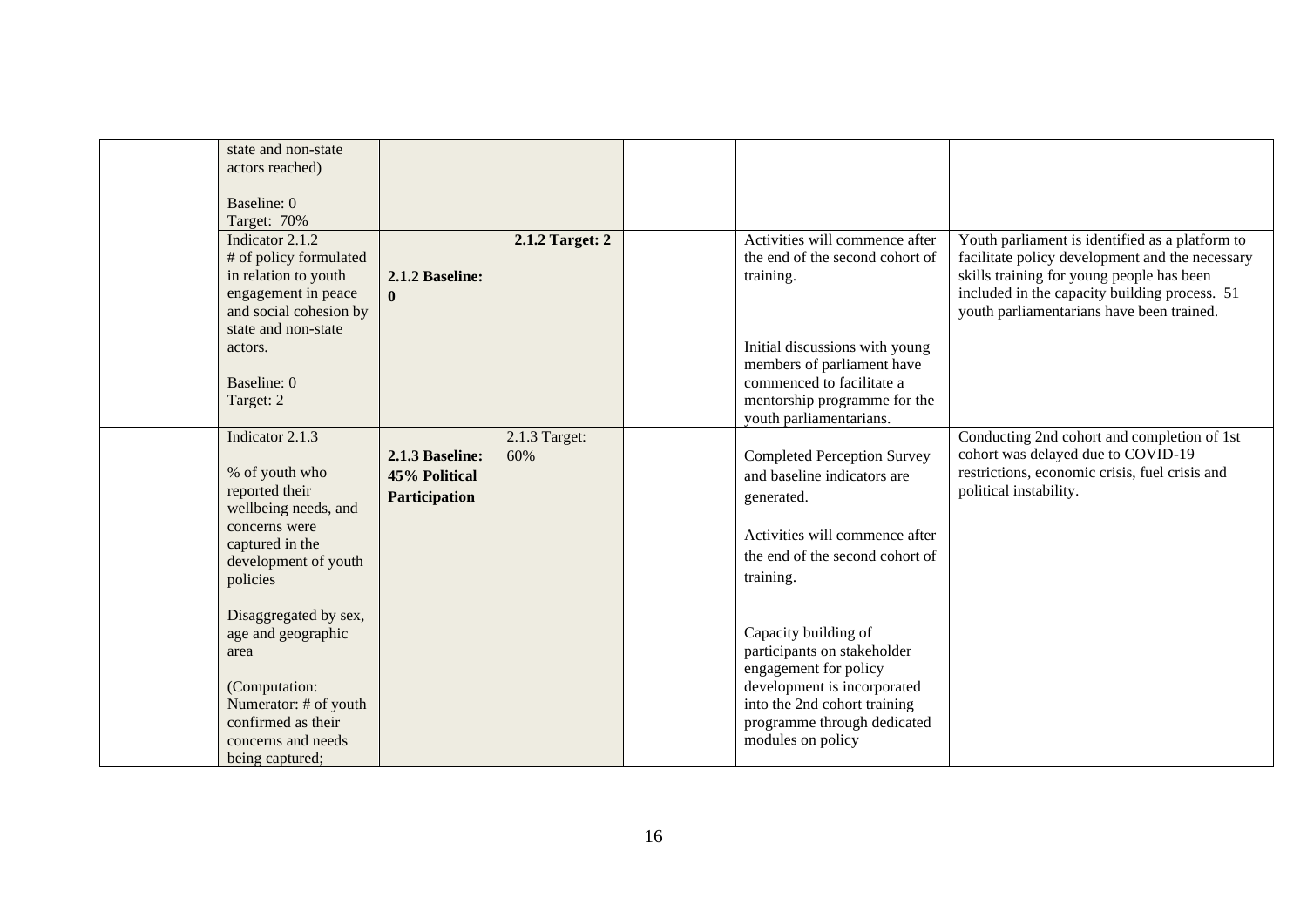| | | | | | | |
|---|---|---|---|---|---|---|
| | state and non-state actors reached)<br><br>Baseline: 0<br>Target: 70% | | | | | |
| | Indicator 2.1.2<br># of policy formulated in relation to youth engagement in peace and social cohesion by state and non-state actors.<br><br>Baseline: 0<br>Target: 2 | **2.1.2 Baseline: 0** | **2.1.2 Target: 2** | | Activities will commence after the end of the second cohort of training.<br><br>Initial discussions with young members of parliament have commenced to facilitate a mentorship programme for the youth parliamentarians. | Youth parliament is identified as a platform to facilitate policy development and the necessary skills training for young people has been included in the capacity building process. 51 youth parliamentarians have been trained. |
| | Indicator 2.1.3<br><br>% of youth who reported their wellbeing needs, and concerns were captured in the development of youth policies<br><br>Disaggregated by sex, age and geographic area<br><br>(Computation: Numerator: # of youth confirmed as their concerns and needs being captured; | **2.1.3 Baseline: 45% Political Participation** | 2.1.3 Target: 60% | | Completed Perception Survey and baseline indicators are generated.<br><br>Activities will commence after the end of the second cohort of training.<br><br>Capacity building of participants on stakeholder engagement for policy development is incorporated into the 2nd cohort training programme through dedicated modules on policy | Conducting 2nd cohort and completion of 1st cohort was delayed due to COVID-19 restrictions, economic crisis, fuel crisis and political instability. |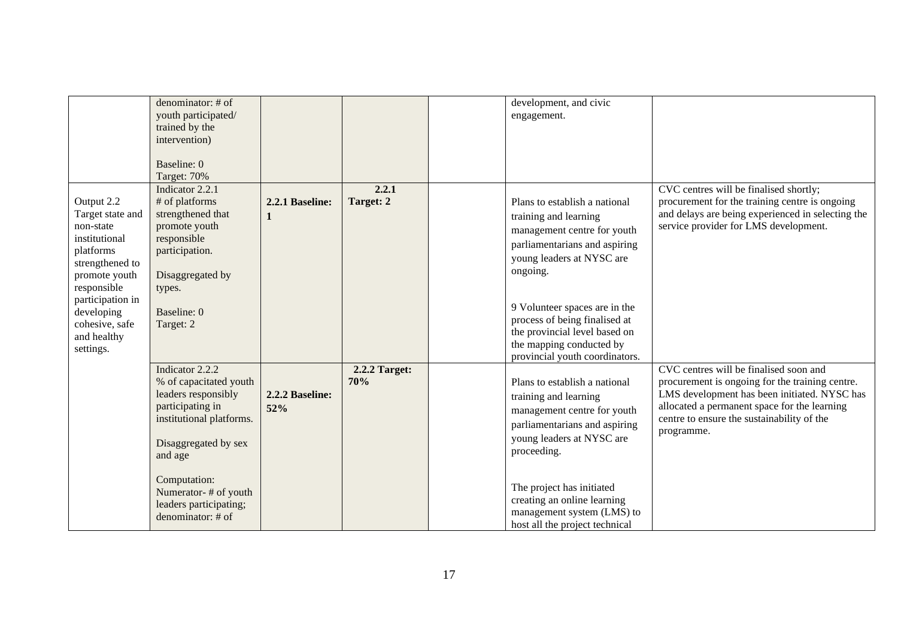|  |  |  |  |  |  |  |
|---|---|---|---|---|---|---|
|  | denominator: # of youth participated/ trained by the intervention)<br><br>Baseline: 0<br>Target: 70% |  |  |  | development, and civic engagement. |  |
| Output 2.2<br>Target state and non-state institutional platforms strengthened to promote youth responsible participation in developing cohesive, safe and healthy settings. | Indicator 2.2.1<br># of platforms strengthened that promote youth responsible participation.<br><br>Disaggregated by types.<br><br>Baseline: 0<br>Target: 2 | **2.2.1 Baseline: 1** | **2.2.1 Target: 2** |  | Plans to establish a national training and learning management centre for youth parliamentarians and aspiring young leaders at NYSC are ongoing.<br><br>9 Volunteer spaces are in the process of being finalised at the provincial level based on the mapping conducted by provincial youth coordinators. | CVC centres will be finalised shortly; procurement for the training centre is ongoing and delays are being experienced in selecting the service provider for LMS development. |
|  | Indicator 2.2.2<br>% of capacitated youth leaders responsibly participating in institutional platforms.<br><br>Disaggregated by sex and age<br><br>Computation:<br>Numerator- # of youth leaders participating; denominator: # of | **2.2.2 Baseline: 52%** | **2.2.2 Target: 70%** |  | Plans to establish a national training and learning management centre for youth parliamentarians and aspiring young leaders at NYSC are proceeding.<br><br>The project has initiated creating an online learning management system (LMS) to host all the project technical | CVC centres will be finalised soon and procurement is ongoing for the training centre. LMS development has been initiated. NYSC has allocated a permanent space for the learning centre to ensure the sustainability of the programme. |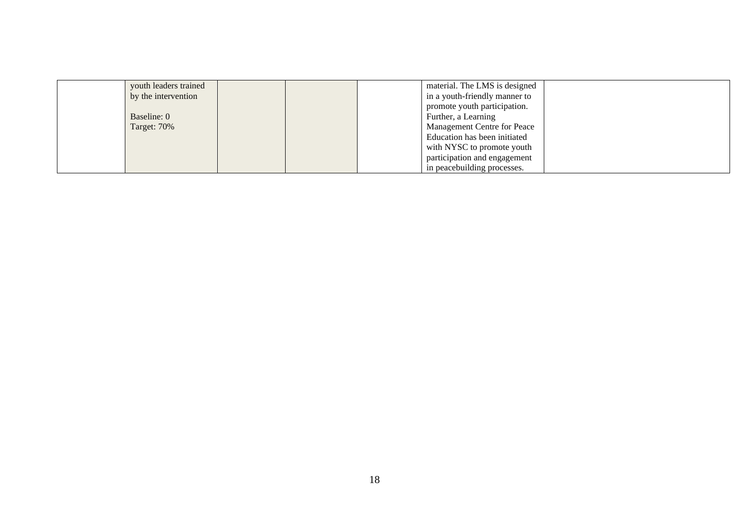| | | | | | | |
|---|---|---|---|---|---|---|
| | youth leaders trained by the intervention<br><br>Baseline: 0<br>Target: 70% | | | | material. The LMS is designed in a youth-friendly manner to promote youth participation. Further, a Learning Management Centre for Peace Education has been initiated with NYSC to promote youth participation and engagement in peacebuilding processes. | |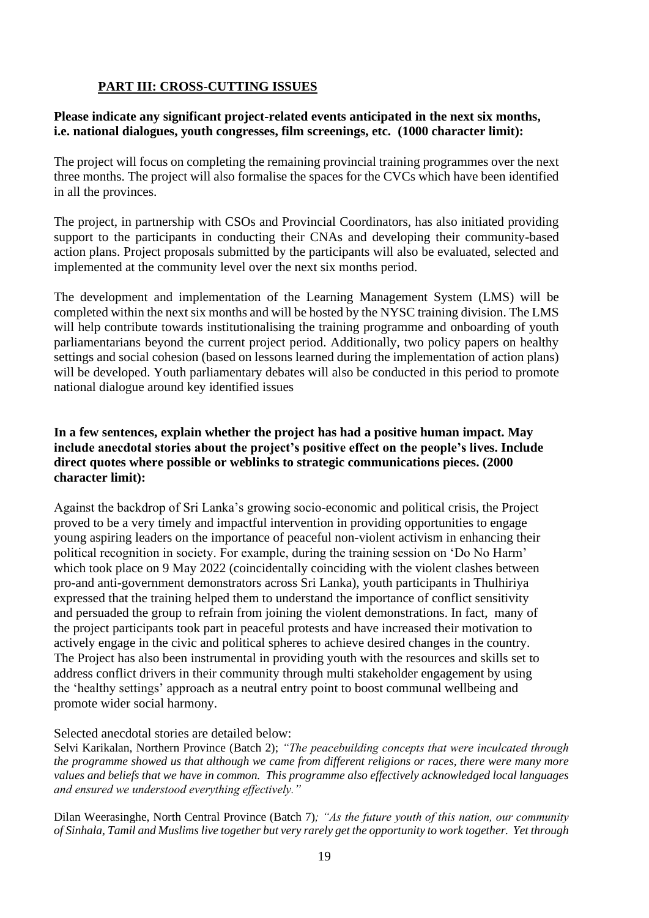## PART III: CROSS-CUTTING ISSUES

**Please indicate any significant project-related events anticipated in the next six months, i.e. national dialogues, youth congresses, film screenings, etc. (1000 character limit):**

The project will focus on completing the remaining provincial training programmes over the next three months. The project will also formalise the spaces for the CVCs which have been identified in all the provinces.

The project, in partnership with CSOs and Provincial Coordinators, has also initiated providing support to the participants in conducting their CNAs and developing their community-based action plans. Project proposals submitted by the participants will also be evaluated, selected and implemented at the community level over the next six months period.

The development and implementation of the Learning Management System (LMS) will be completed within the next six months and will be hosted by the NYSC training division. The LMS will help contribute towards institutionalising the training programme and onboarding of youth parliamentarians beyond the current project period. Additionally, two policy papers on healthy settings and social cohesion (based on lessons learned during the implementation of action plans) will be developed. Youth parliamentary debates will also be conducted in this period to promote national dialogue around key identified issues

**In a few sentences, explain whether the project has had a positive human impact. May include anecdotal stories about the project's positive effect on the people's lives. Include direct quotes where possible or weblinks to strategic communications pieces. (2000 character limit):**

Against the backdrop of Sri Lanka's growing socio-economic and political crisis, the Project proved to be a very timely and impactful intervention in providing opportunities to engage young aspiring leaders on the importance of peaceful non-violent activism in enhancing their political recognition in society. For example, during the training session on 'Do No Harm' which took place on 9 May 2022 (coincidentally coinciding with the violent clashes between pro-and anti-government demonstrators across Sri Lanka), youth participants in Thulhiriya expressed that the training helped them to understand the importance of conflict sensitivity and persuaded the group to refrain from joining the violent demonstrations. In fact, many of the project participants took part in peaceful protests and have increased their motivation to actively engage in the civic and political spheres to achieve desired changes in the country. The Project has also been instrumental in providing youth with the resources and skills set to address conflict drivers in their community through multi stakeholder engagement by using the 'healthy settings' approach as a neutral entry point to boost communal wellbeing and promote wider social harmony.

Selected anecdotal stories are detailed below:

Selvi Karikalan, Northern Province (Batch 2); *"The peacebuilding concepts that were inculcated through the programme showed us that although we came from different religions or races, there were many more values and beliefs that we have in common. This programme also effectively acknowledged local languages and ensured we understood everything effectively."*

Dilan Weerasinghe, North Central Province (Batch 7)*; "As the future youth of this nation, our community of Sinhala, Tamil and Muslims live together but very rarely get the opportunity to work together. Yet through*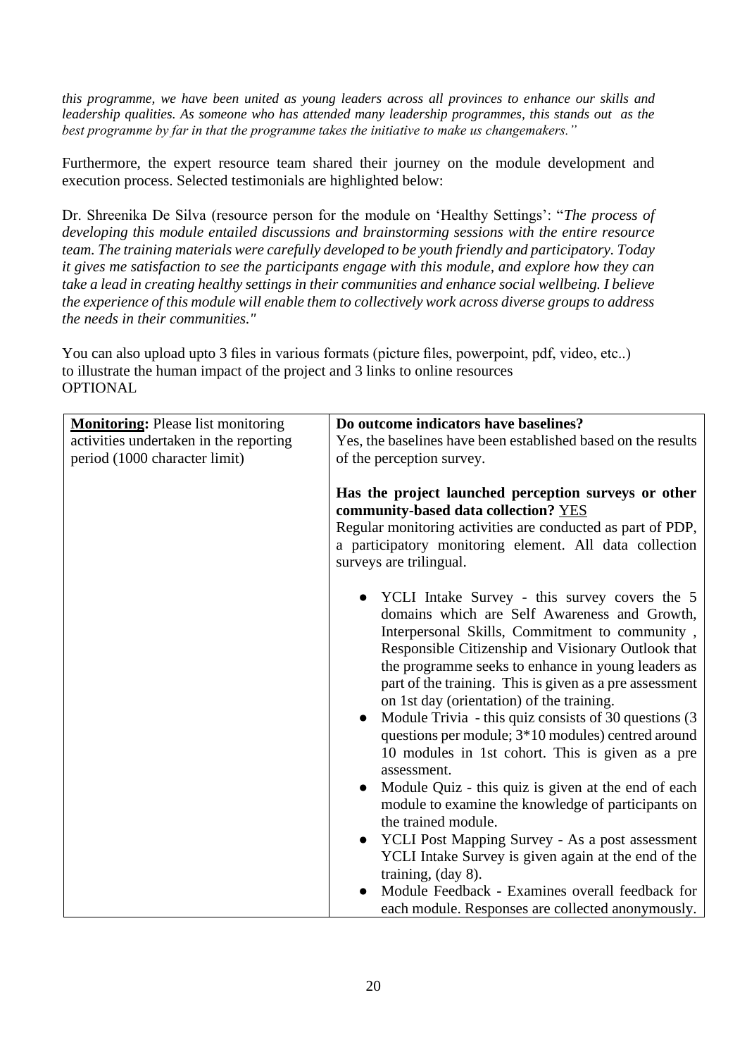*this programme, we have been united as young leaders across all provinces to enhance our skills and leadership qualities. As someone who has attended many leadership programmes, this stands out as the best programme by far in that the programme takes the initiative to make us changemakers."*

Furthermore, the expert resource team shared their journey on the module development and execution process. Selected testimonials are highlighted below:

Dr. Shreenika De Silva (resource person for the module on 'Healthy Settings': "*The process of developing this module entailed discussions and brainstorming sessions with the entire resource team. The training materials were carefully developed to be youth friendly and participatory. Today it gives me satisfaction to see the participants engage with this module, and explore how they can take a lead in creating healthy settings in their communities and enhance social wellbeing. I believe the experience of this module will enable them to collectively work across diverse groups to address the needs in their communities."*

You can also upload upto 3 files in various formats (picture files, powerpoint, pdf, video, etc..) to illustrate the human impact of the project and 3 links to online resources
OPTIONAL

| **Monitoring:** Please list monitoring activities undertaken in the reporting period (1000 character limit) | **Do outcome indicators have baselines?**<br>Yes, the baselines have been established based on the results of the perception survey.<br><br>**Has the project launched perception surveys or other community-based data collection?** <u>YES</u><br>Regular monitoring activities are conducted as part of PDP, a participatory monitoring element. All data collection surveys are trilingual.<br><br>• YCLI Intake Survey - this survey covers the 5 domains which are Self Awareness and Growth, Interpersonal Skills, Commitment to community , Responsible Citizenship and Visionary Outlook that the programme seeks to enhance in young leaders as part of the training. This is given as a pre assessment on 1st day (orientation) of the training.<br>• Module Trivia - this quiz consists of 30 questions (3 questions per module; 3*10 modules) centred around 10 modules in 1st cohort. This is given as a pre assessment.<br>• Module Quiz - this quiz is given at the end of each module to examine the knowledge of participants on the trained module.<br>• YCLI Post Mapping Survey - As a post assessment YCLI Intake Survey is given again at the end of the training, (day 8).<br>• Module Feedback - Examines overall feedback for each module. Responses are collected anonymously. |
|---|---|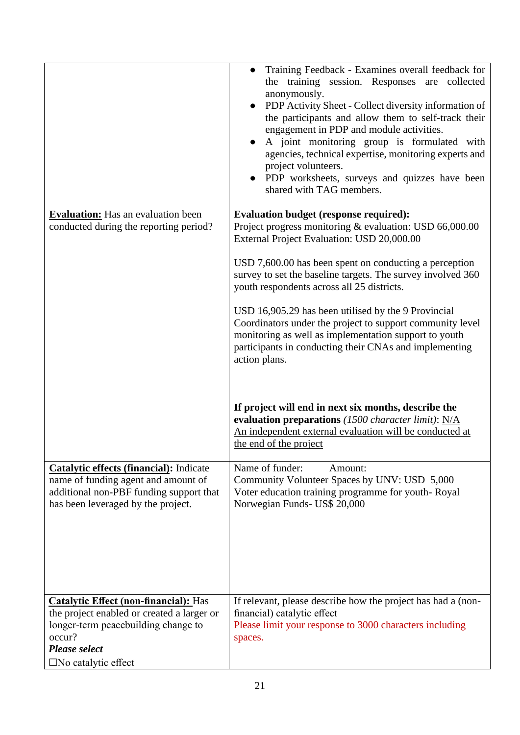| | |
|---|---|
| | <ul><li>Training Feedback - Examines overall feedback for the training session. Responses are collected anonymously.</li><li>PDP Activity Sheet - Collect diversity information of the participants and allow them to self-track their engagement in PDP and module activities.</li><li>A joint monitoring group is formulated with agencies, technical expertise, monitoring experts and project volunteers.</li><li>PDP worksheets, surveys and quizzes have been shared with TAG members.</li></ul> |
| **<u>Evaluation:</u>** Has an evaluation been conducted during the reporting period? | **Evaluation budget (response required):**<br>Project progress monitoring & evaluation: USD 66,000.00<br>External Project Evaluation: USD 20,000.00<br><br>USD 7,600.00 has been spent on conducting a perception survey to set the baseline targets. The survey involved 360 youth respondents across all 25 districts.<br><br>USD 16,905.29 has been utilised by the 9 Provincial Coordinators under the project to support community level monitoring as well as implementation support to youth participants in conducting their CNAs and implementing action plans.<br><br>**If project will end in next six months, describe the evaluation preparations** *(1500 character limit)*: <u>N/A</u><br><u>An independent external evaluation will be conducted at the end of the project</u> |
| **<u>Catalytic effects (financial):</u>** Indicate name of funding agent and amount of additional non-PBF funding support that has been leveraged by the project. | Name of funder: Amount:<br>Community Volunteer Spaces by UNV: USD 5,000<br>Voter education training programme for youth- Royal Norwegian Funds- US$ 20,000 |
| **<u>Catalytic Effect (non-financial):</u>** Has the project enabled or created a larger or longer-term peacebuilding change to occur?<br>***Please select***<br>☐No catalytic effect | If relevant, please describe how the project has had a (non-financial) catalytic effect<br>Please limit your response to 3000 characters including spaces. |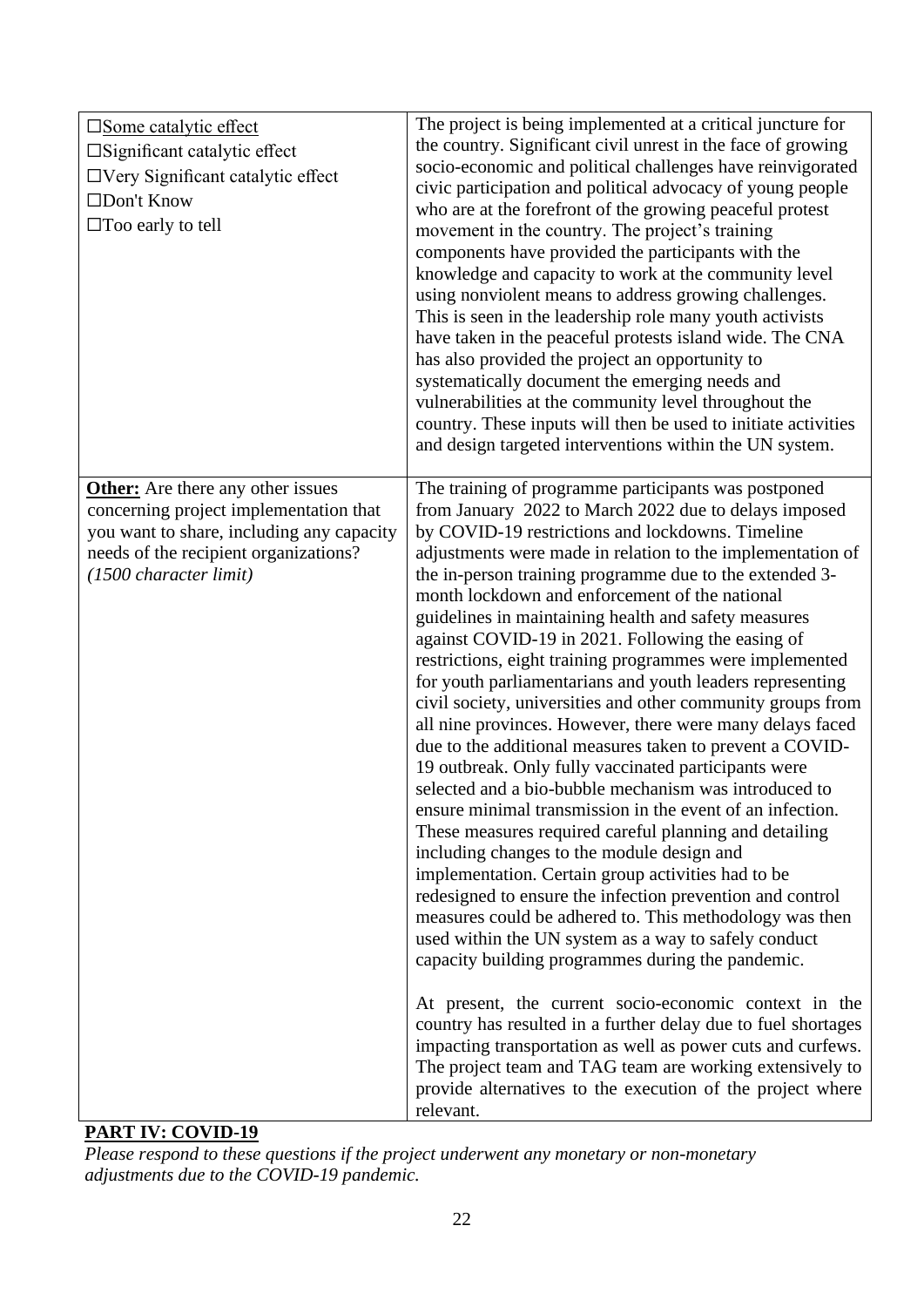| | |
|---|---|
| ☐Some catalytic effect<br>☐Significant catalytic effect<br>☐Very Significant catalytic effect<br>☐Don't Know<br>☐Too early to tell | The project is being implemented at a critical juncture for the country. Significant civil unrest in the face of growing socio-economic and political challenges have reinvigorated civic participation and political advocacy of young people who are at the forefront of the growing peaceful protest movement in the country. The project's training components have provided the participants with the knowledge and capacity to work at the community level using nonviolent means to address growing challenges. This is seen in the leadership role many youth activists have taken in the peaceful protests island wide. The CNA has also provided the project an opportunity to systematically document the emerging needs and vulnerabilities at the community level throughout the country. These inputs will then be used to initiate activities and design targeted interventions within the UN system. |
| **Other:** Are there any other issues concerning project implementation that you want to share, including any capacity needs of the recipient organizations? *(1500 character limit)* | The training of programme participants was postponed from January 2022 to March 2022 due to delays imposed by COVID-19 restrictions and lockdowns. Timeline adjustments were made in relation to the implementation of the in-person training programme due to the extended 3-month lockdown and enforcement of the national guidelines in maintaining health and safety measures against COVID-19 in 2021. Following the easing of restrictions, eight training programmes were implemented for youth parliamentarians and youth leaders representing civil society, universities and other community groups from all nine provinces. However, there were many delays faced due to the additional measures taken to prevent a COVID-19 outbreak. Only fully vaccinated participants were selected and a bio-bubble mechanism was introduced to ensure minimal transmission in the event of an infection. These measures required careful planning and detailing including changes to the module design and implementation. Certain group activities had to be redesigned to ensure the infection prevention and control measures could be adhered to. This methodology was then used within the UN system as a way to safely conduct capacity building programmes during the pandemic.<br><br>At present, the current socio-economic context in the country has resulted in a further delay due to fuel shortages impacting transportation as well as power cuts and curfews. The project team and TAG team are working extensively to provide alternatives to the execution of the project where relevant. |

## PART IV: COVID-19

*Please respond to these questions if the project underwent any monetary or non-monetary adjustments due to the COVID-19 pandemic.*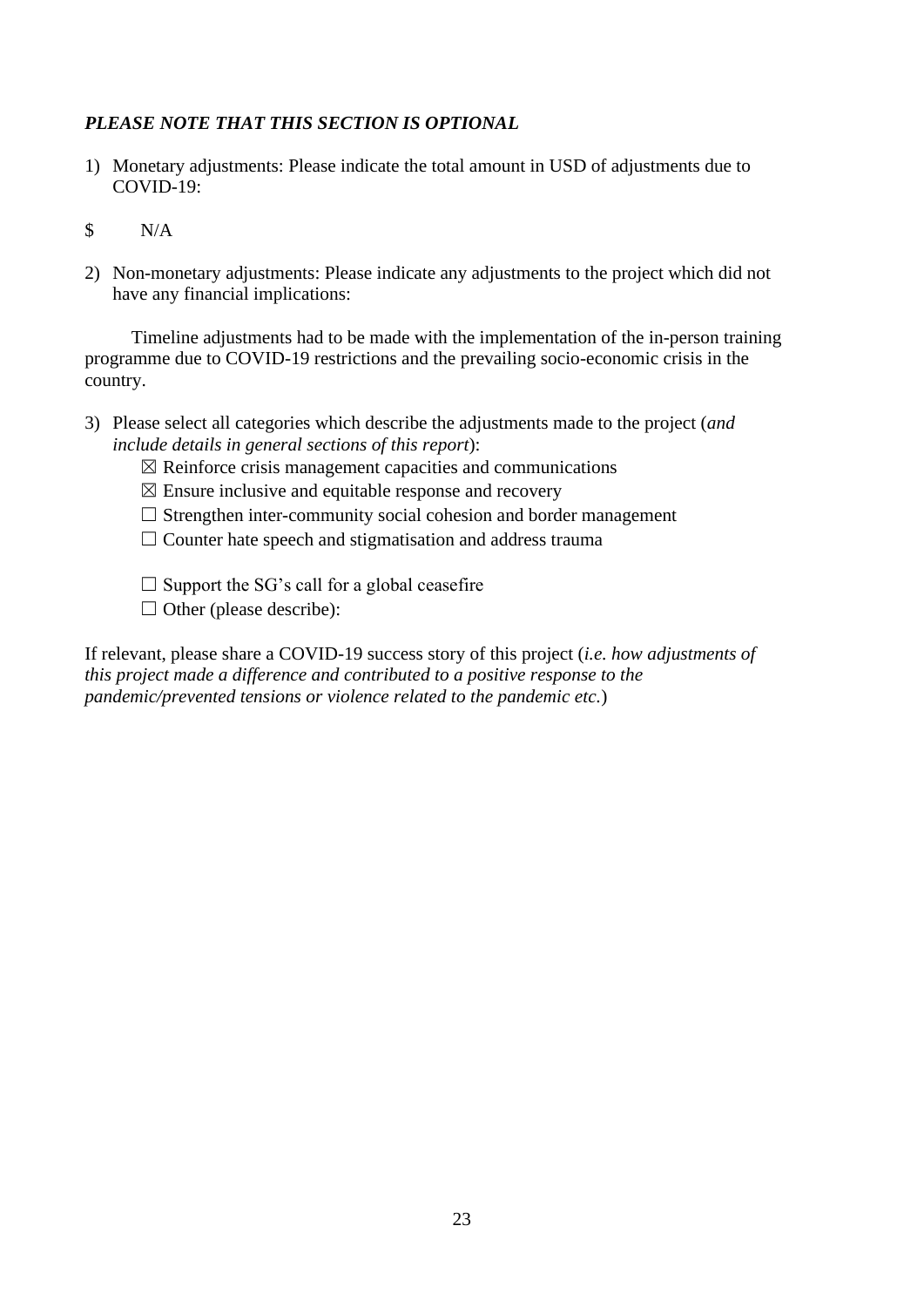***PLEASE NOTE THAT THIS SECTION IS OPTIONAL***

1) Monetary adjustments: Please indicate the total amount in USD of adjustments due to COVID-19:

$ N/A

2) Non-monetary adjustments: Please indicate any adjustments to the project which did not have any financial implications:

Timeline adjustments had to be made with the implementation of the in-person training programme due to COVID-19 restrictions and the prevailing socio-economic crisis in the country.

3) Please select all categories which describe the adjustments made to the project (*and include details in general sections of this report*):

   ☒ Reinforce crisis management capacities and communications
   ☒ Ensure inclusive and equitable response and recovery
   ☐ Strengthen inter-community social cohesion and border management
   ☐ Counter hate speech and stigmatisation and address trauma

   ☐ Support the SG's call for a global ceasefire
   ☐ Other (please describe):

If relevant, please share a COVID-19 success story of this project (*i.e. how adjustments of this project made a difference and contributed to a positive response to the pandemic/prevented tensions or violence related to the pandemic etc.*)